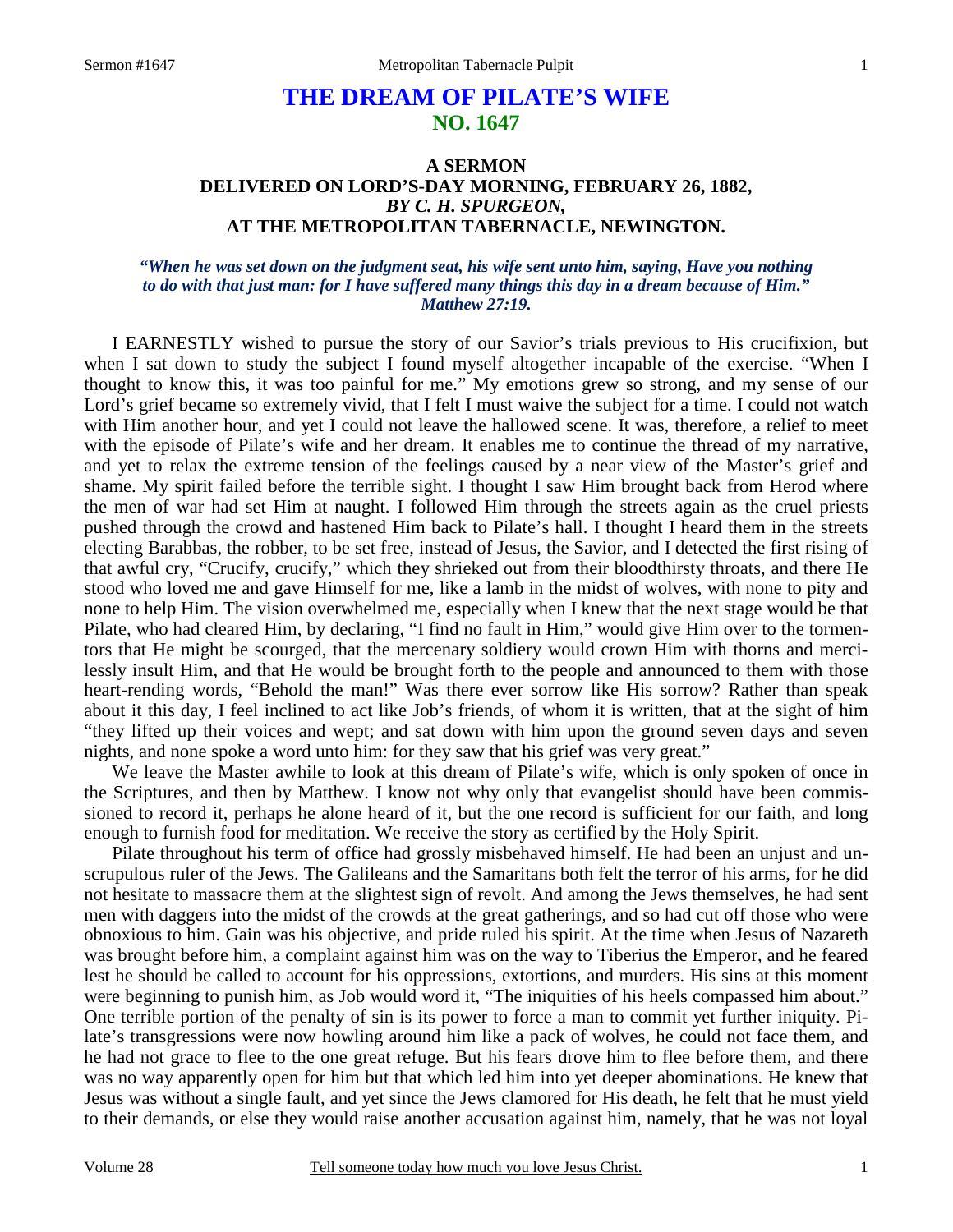# THE DREAM OF PILATE'S WIFE
## NO. 1647

### A SERMON
### DELIVERED ON LORD'S-DAY MORNING, FEBRUARY 26, 1882,
### *BY C. H. SPURGEON,*
### AT THE METROPOLITAN TABERNACLE, NEWINGTON.

***"When he was set down on the judgment seat, his wife sent unto him, saying, Have you nothing to do with that just man: for I have suffered many things this day in a dream because of Him." Matthew 27:19.***

I EARNESTLY wished to pursue the story of our Savior's trials previous to His crucifixion, but when I sat down to study the subject I found myself altogether incapable of the exercise. "When I thought to know this, it was too painful for me." My emotions grew so strong, and my sense of our Lord's grief became so extremely vivid, that I felt I must waive the subject for a time. I could not watch with Him another hour, and yet I could not leave the hallowed scene. It was, therefore, a relief to meet with the episode of Pilate's wife and her dream. It enables me to continue the thread of my narrative, and yet to relax the extreme tension of the feelings caused by a near view of the Master's grief and shame. My spirit failed before the terrible sight. I thought I saw Him brought back from Herod where the men of war had set Him at naught. I followed Him through the streets again as the cruel priests pushed through the crowd and hastened Him back to Pilate's hall. I thought I heard them in the streets electing Barabbas, the robber, to be set free, instead of Jesus, the Savior, and I detected the first rising of that awful cry, "Crucify, crucify," which they shrieked out from their bloodthirsty throats, and there He stood who loved me and gave Himself for me, like a lamb in the midst of wolves, with none to pity and none to help Him. The vision overwhelmed me, especially when I knew that the next stage would be that Pilate, who had cleared Him, by declaring, "I find no fault in Him," would give Him over to the tormentors that He might be scourged, that the mercenary soldiery would crown Him with thorns and mercilessly insult Him, and that He would be brought forth to the people and announced to them with those heart-rending words, "Behold the man!" Was there ever sorrow like His sorrow? Rather than speak about it this day, I feel inclined to act like Job's friends, of whom it is written, that at the sight of him "they lifted up their voices and wept; and sat down with him upon the ground seven days and seven nights, and none spoke a word unto him: for they saw that his grief was very great."

We leave the Master awhile to look at this dream of Pilate's wife, which is only spoken of once in the Scriptures, and then by Matthew. I know not why only that evangelist should have been commissioned to record it, perhaps he alone heard of it, but the one record is sufficient for our faith, and long enough to furnish food for meditation. We receive the story as certified by the Holy Spirit.

Pilate throughout his term of office had grossly misbehaved himself. He had been an unjust and unscrupulous ruler of the Jews. The Galileans and the Samaritans both felt the terror of his arms, for he did not hesitate to massacre them at the slightest sign of revolt. And among the Jews themselves, he had sent men with daggers into the midst of the crowds at the great gatherings, and so had cut off those who were obnoxious to him. Gain was his objective, and pride ruled his spirit. At the time when Jesus of Nazareth was brought before him, a complaint against him was on the way to Tiberius the Emperor, and he feared lest he should be called to account for his oppressions, extortions, and murders. His sins at this moment were beginning to punish him, as Job would word it, "The iniquities of his heels compassed him about." One terrible portion of the penalty of sin is its power to force a man to commit yet further iniquity. Pilate's transgressions were now howling around him like a pack of wolves, he could not face them, and he had not grace to flee to the one great refuge. But his fears drove him to flee before them, and there was no way apparently open for him but that which led him into yet deeper abominations. He knew that Jesus was without a single fault, and yet since the Jews clamored for His death, he felt that he must yield to their demands, or else they would raise another accusation against him, namely, that he was not loyal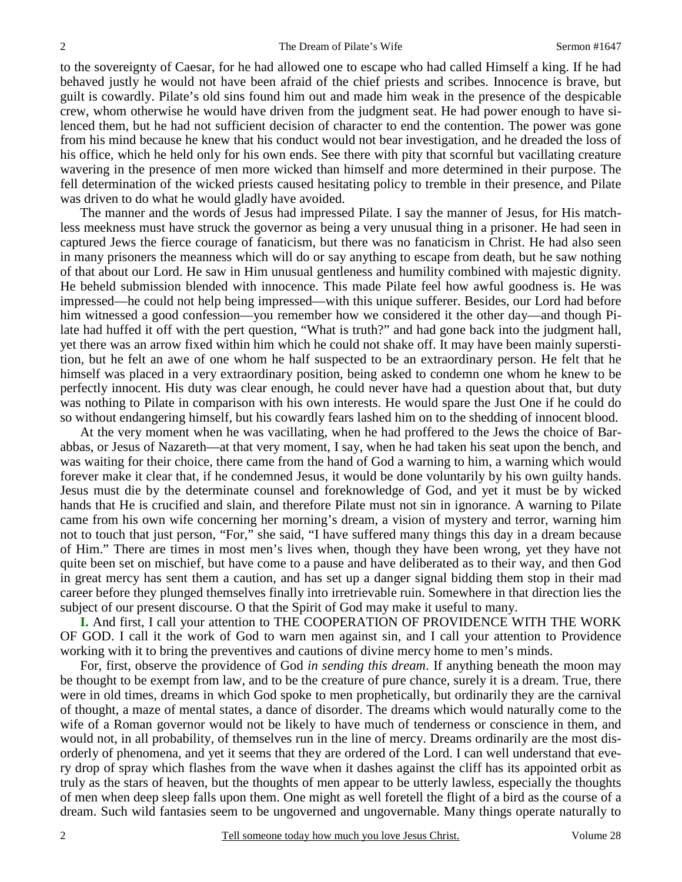to the sovereignty of Caesar, for he had allowed one to escape who had called Himself a king. If he had behaved justly he would not have been afraid of the chief priests and scribes. Innocence is brave, but guilt is cowardly. Pilate's old sins found him out and made him weak in the presence of the despicable crew, whom otherwise he would have driven from the judgment seat. He had power enough to have silenced them, but he had not sufficient decision of character to end the contention. The power was gone from his mind because he knew that his conduct would not bear investigation, and he dreaded the loss of his office, which he held only for his own ends. See there with pity that scornful but vacillating creature wavering in the presence of men more wicked than himself and more determined in their purpose. The fell determination of the wicked priests caused hesitating policy to tremble in their presence, and Pilate was driven to do what he would gladly have avoided.

The manner and the words of Jesus had impressed Pilate. I say the manner of Jesus, for His matchless meekness must have struck the governor as being a very unusual thing in a prisoner. He had seen in captured Jews the fierce courage of fanaticism, but there was no fanaticism in Christ. He had also seen in many prisoners the meanness which will do or say anything to escape from death, but he saw nothing of that about our Lord. He saw in Him unusual gentleness and humility combined with majestic dignity. He beheld submission blended with innocence. This made Pilate feel how awful goodness is. He was impressed—he could not help being impressed—with this unique sufferer. Besides, our Lord had before him witnessed a good confession—you remember how we considered it the other day—and though Pilate had huffed it off with the pert question, "What is truth?" and had gone back into the judgment hall, yet there was an arrow fixed within him which he could not shake off. It may have been mainly superstition, but he felt an awe of one whom he half suspected to be an extraordinary person. He felt that he himself was placed in a very extraordinary position, being asked to condemn one whom he knew to be perfectly innocent. His duty was clear enough, he could never have had a question about that, but duty was nothing to Pilate in comparison with his own interests. He would spare the Just One if he could do so without endangering himself, but his cowardly fears lashed him on to the shedding of innocent blood.

At the very moment when he was vacillating, when he had proffered to the Jews the choice of Barabbas, or Jesus of Nazareth—at that very moment, I say, when he had taken his seat upon the bench, and was waiting for their choice, there came from the hand of God a warning to him, a warning which would forever make it clear that, if he condemned Jesus, it would be done voluntarily by his own guilty hands. Jesus must die by the determinate counsel and foreknowledge of God, and yet it must be by wicked hands that He is crucified and slain, and therefore Pilate must not sin in ignorance. A warning to Pilate came from his own wife concerning her morning's dream, a vision of mystery and terror, warning him not to touch that just person, "For," she said, "I have suffered many things this day in a dream because of Him." There are times in most men's lives when, though they have been wrong, yet they have not quite been set on mischief, but have come to a pause and have deliberated as to their way, and then God in great mercy has sent them a caution, and has set up a danger signal bidding them stop in their mad career before they plunged themselves finally into irretrievable ruin. Somewhere in that direction lies the subject of our present discourse. O that the Spirit of God may make it useful to many.

**I.** And first, I call your attention to THE COOPERATION OF PROVIDENCE WITH THE WORK OF GOD. I call it the work of God to warn men against sin, and I call your attention to Providence working with it to bring the preventives and cautions of divine mercy home to men's minds.

For, first, observe the providence of God *in sending this dream*. If anything beneath the moon may be thought to be exempt from law, and to be the creature of pure chance, surely it is a dream. True, there were in old times, dreams in which God spoke to men prophetically, but ordinarily they are the carnival of thought, a maze of mental states, a dance of disorder. The dreams which would naturally come to the wife of a Roman governor would not be likely to have much of tenderness or conscience in them, and would not, in all probability, of themselves run in the line of mercy. Dreams ordinarily are the most disorderly of phenomena, and yet it seems that they are ordered of the Lord. I can well understand that every drop of spray which flashes from the wave when it dashes against the cliff has its appointed orbit as truly as the stars of heaven, but the thoughts of men appear to be utterly lawless, especially the thoughts of men when deep sleep falls upon them. One might as well foretell the flight of a bird as the course of a dream. Such wild fantasies seem to be ungoverned and ungovernable. Many things operate naturally to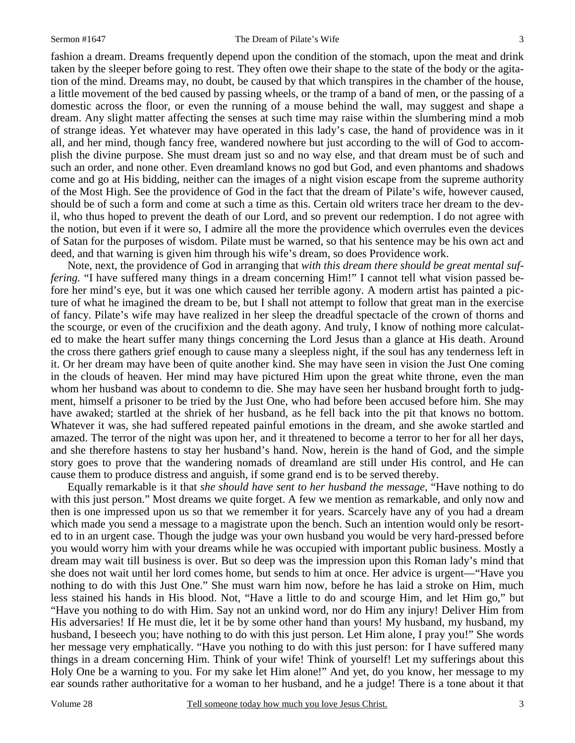fashion a dream. Dreams frequently depend upon the condition of the stomach, upon the meat and drink taken by the sleeper before going to rest. They often owe their shape to the state of the body or the agitation of the mind. Dreams may, no doubt, be caused by that which transpires in the chamber of the house, a little movement of the bed caused by passing wheels, or the tramp of a band of men, or the passing of a domestic across the floor, or even the running of a mouse behind the wall, may suggest and shape a dream. Any slight matter affecting the senses at such time may raise within the slumbering mind a mob of strange ideas. Yet whatever may have operated in this lady's case, the hand of providence was in it all, and her mind, though fancy free, wandered nowhere but just according to the will of God to accomplish the divine purpose. She must dream just so and no way else, and that dream must be of such and such an order, and none other. Even dreamland knows no god but God, and even phantoms and shadows come and go at His bidding, neither can the images of a night vision escape from the supreme authority of the Most High. See the providence of God in the fact that the dream of Pilate's wife, however caused, should be of such a form and come at such a time as this. Certain old writers trace her dream to the devil, who thus hoped to prevent the death of our Lord, and so prevent our redemption. I do not agree with the notion, but even if it were so, I admire all the more the providence which overrules even the devices of Satan for the purposes of wisdom. Pilate must be warned, so that his sentence may be his own act and deed, and that warning is given him through his wife's dream, so does Providence work.

Note, next, the providence of God in arranging that *with this dream there should be great mental suffering.* "I have suffered many things in a dream concerning Him!" I cannot tell what vision passed before her mind's eye, but it was one which caused her terrible agony. A modern artist has painted a picture of what he imagined the dream to be, but I shall not attempt to follow that great man in the exercise of fancy. Pilate's wife may have realized in her sleep the dreadful spectacle of the crown of thorns and the scourge, or even of the crucifixion and the death agony. And truly, I know of nothing more calculated to make the heart suffer many things concerning the Lord Jesus than a glance at His death. Around the cross there gathers grief enough to cause many a sleepless night, if the soul has any tenderness left in it. Or her dream may have been of quite another kind. She may have seen in vision the Just One coming in the clouds of heaven. Her mind may have pictured Him upon the great white throne, even the man whom her husband was about to condemn to die. She may have seen her husband brought forth to judgment, himself a prisoner to be tried by the Just One, who had before been accused before him. She may have awaked; startled at the shriek of her husband, as he fell back into the pit that knows no bottom. Whatever it was, she had suffered repeated painful emotions in the dream, and she awoke startled and amazed. The terror of the night was upon her, and it threatened to become a terror to her for all her days, and she therefore hastens to stay her husband's hand. Now, herein is the hand of God, and the simple story goes to prove that the wandering nomads of dreamland are still under His control, and He can cause them to produce distress and anguish, if some grand end is to be served thereby.

Equally remarkable is it that *she should have sent to her husband the message,* "Have nothing to do with this just person." Most dreams we quite forget. A few we mention as remarkable, and only now and then is one impressed upon us so that we remember it for years. Scarcely have any of you had a dream which made you send a message to a magistrate upon the bench. Such an intention would only be resorted to in an urgent case. Though the judge was your own husband you would be very hard-pressed before you would worry him with your dreams while he was occupied with important public business. Mostly a dream may wait till business is over. But so deep was the impression upon this Roman lady's mind that she does not wait until her lord comes home, but sends to him at once. Her advice is urgent—"Have you nothing to do with this Just One." She must warn him now, before he has laid a stroke on Him, much less stained his hands in His blood. Not, "Have a little to do and scourge Him, and let Him go," but "Have you nothing to do with Him. Say not an unkind word, nor do Him any injury! Deliver Him from His adversaries! If He must die, let it be by some other hand than yours! My husband, my husband, my husband, I beseech you; have nothing to do with this just person. Let Him alone, I pray you!" She words her message very emphatically. "Have you nothing to do with this just person: for I have suffered many things in a dream concerning Him. Think of your wife! Think of yourself! Let my sufferings about this Holy One be a warning to you. For my sake let Him alone!" And yet, do you know, her message to my ear sounds rather authoritative for a woman to her husband, and he a judge! There is a tone about it that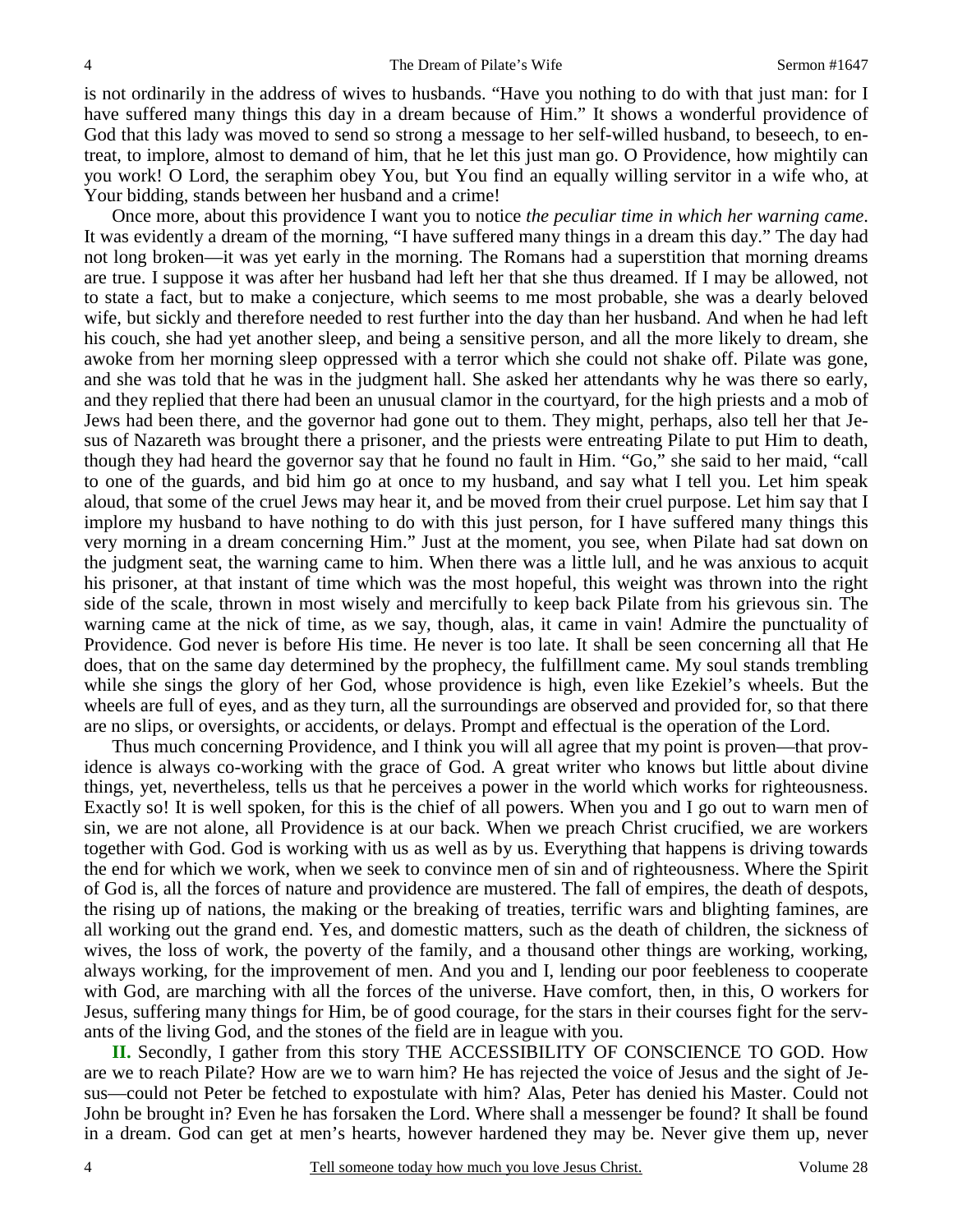is not ordinarily in the address of wives to husbands. "Have you nothing to do with that just man: for I have suffered many things this day in a dream because of Him." It shows a wonderful providence of God that this lady was moved to send so strong a message to her self-willed husband, to beseech, to entreat, to implore, almost to demand of him, that he let this just man go. O Providence, how mightily can you work! O Lord, the seraphim obey You, but You find an equally willing servitor in a wife who, at Your bidding, stands between her husband and a crime!

Once more, about this providence I want you to notice *the peculiar time in which her warning came*. It was evidently a dream of the morning, "I have suffered many things in a dream this day." The day had not long broken—it was yet early in the morning. The Romans had a superstition that morning dreams are true. I suppose it was after her husband had left her that she thus dreamed. If I may be allowed, not to state a fact, but to make a conjecture, which seems to me most probable, she was a dearly beloved wife, but sickly and therefore needed to rest further into the day than her husband. And when he had left his couch, she had yet another sleep, and being a sensitive person, and all the more likely to dream, she awoke from her morning sleep oppressed with a terror which she could not shake off. Pilate was gone, and she was told that he was in the judgment hall. She asked her attendants why he was there so early, and they replied that there had been an unusual clamor in the courtyard, for the high priests and a mob of Jews had been there, and the governor had gone out to them. They might, perhaps, also tell her that Jesus of Nazareth was brought there a prisoner, and the priests were entreating Pilate to put Him to death, though they had heard the governor say that he found no fault in Him. "Go," she said to her maid, "call to one of the guards, and bid him go at once to my husband, and say what I tell you. Let him speak aloud, that some of the cruel Jews may hear it, and be moved from their cruel purpose. Let him say that I implore my husband to have nothing to do with this just person, for I have suffered many things this very morning in a dream concerning Him." Just at the moment, you see, when Pilate had sat down on the judgment seat, the warning came to him. When there was a little lull, and he was anxious to acquit his prisoner, at that instant of time which was the most hopeful, this weight was thrown into the right side of the scale, thrown in most wisely and mercifully to keep back Pilate from his grievous sin. The warning came at the nick of time, as we say, though, alas, it came in vain! Admire the punctuality of Providence. God never is before His time. He never is too late. It shall be seen concerning all that He does, that on the same day determined by the prophecy, the fulfillment came. My soul stands trembling while she sings the glory of her God, whose providence is high, even like Ezekiel's wheels. But the wheels are full of eyes, and as they turn, all the surroundings are observed and provided for, so that there are no slips, or oversights, or accidents, or delays. Prompt and effectual is the operation of the Lord.

Thus much concerning Providence, and I think you will all agree that my point is proven—that providence is always co-working with the grace of God. A great writer who knows but little about divine things, yet, nevertheless, tells us that he perceives a power in the world which works for righteousness. Exactly so! It is well spoken, for this is the chief of all powers. When you and I go out to warn men of sin, we are not alone, all Providence is at our back. When we preach Christ crucified, we are workers together with God. God is working with us as well as by us. Everything that happens is driving towards the end for which we work, when we seek to convince men of sin and of righteousness. Where the Spirit of God is, all the forces of nature and providence are mustered. The fall of empires, the death of despots, the rising up of nations, the making or the breaking of treaties, terrific wars and blighting famines, are all working out the grand end. Yes, and domestic matters, such as the death of children, the sickness of wives, the loss of work, the poverty of the family, and a thousand other things are working, working, always working, for the improvement of men. And you and I, lending our poor feebleness to cooperate with God, are marching with all the forces of the universe. Have comfort, then, in this, O workers for Jesus, suffering many things for Him, be of good courage, for the stars in their courses fight for the servants of the living God, and the stones of the field are in league with you.

**II.** Secondly, I gather from this story THE ACCESSIBILITY OF CONSCIENCE TO GOD. How are we to reach Pilate? How are we to warn him? He has rejected the voice of Jesus and the sight of Jesus—could not Peter be fetched to expostulate with him? Alas, Peter has denied his Master. Could not John be brought in? Even he has forsaken the Lord. Where shall a messenger be found? It shall be found in a dream. God can get at men's hearts, however hardened they may be. Never give them up, never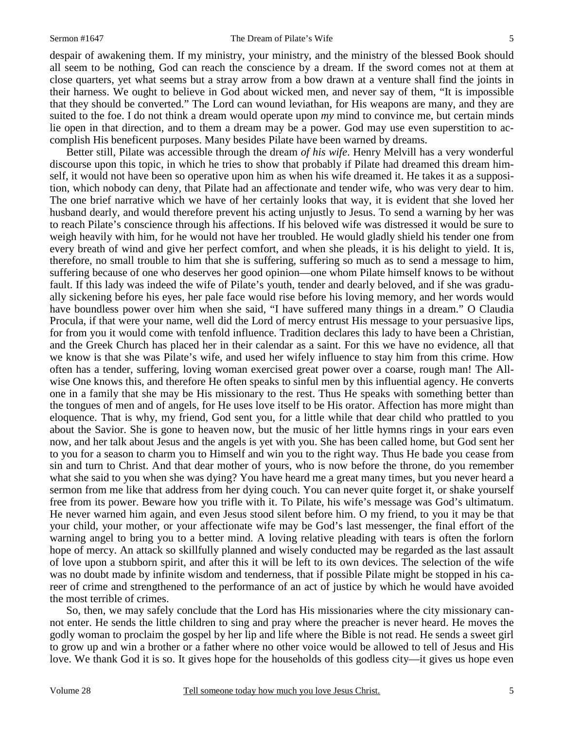despair of awakening them. If my ministry, your ministry, and the ministry of the blessed Book should all seem to be nothing, God can reach the conscience by a dream. If the sword comes not at them at close quarters, yet what seems but a stray arrow from a bow drawn at a venture shall find the joints in their harness. We ought to believe in God about wicked men, and never say of them, "It is impossible that they should be converted." The Lord can wound leviathan, for His weapons are many, and they are suited to the foe. I do not think a dream would operate upon *my* mind to convince me, but certain minds lie open in that direction, and to them a dream may be a power. God may use even superstition to accomplish His beneficent purposes. Many besides Pilate have been warned by dreams.

Better still, Pilate was accessible through the dream *of his wife*. Henry Melvill has a very wonderful discourse upon this topic, in which he tries to show that probably if Pilate had dreamed this dream himself, it would not have been so operative upon him as when his wife dreamed it. He takes it as a supposition, which nobody can deny, that Pilate had an affectionate and tender wife, who was very dear to him. The one brief narrative which we have of her certainly looks that way, it is evident that she loved her husband dearly, and would therefore prevent his acting unjustly to Jesus. To send a warning by her was to reach Pilate's conscience through his affections. If his beloved wife was distressed it would be sure to weigh heavily with him, for he would not have her troubled. He would gladly shield his tender one from every breath of wind and give her perfect comfort, and when she pleads, it is his delight to yield. It is, therefore, no small trouble to him that she is suffering, suffering so much as to send a message to him, suffering because of one who deserves her good opinion—one whom Pilate himself knows to be without fault. If this lady was indeed the wife of Pilate's youth, tender and dearly beloved, and if she was gradually sickening before his eyes, her pale face would rise before his loving memory, and her words would have boundless power over him when she said, "I have suffered many things in a dream." O Claudia Procula, if that were your name, well did the Lord of mercy entrust His message to your persuasive lips, for from you it would come with tenfold influence. Tradition declares this lady to have been a Christian, and the Greek Church has placed her in their calendar as a saint. For this we have no evidence, all that we know is that she was Pilate's wife, and used her wifely influence to stay him from this crime. How often has a tender, suffering, loving woman exercised great power over a coarse, rough man! The All-wise One knows this, and therefore He often speaks to sinful men by this influential agency. He converts one in a family that she may be His missionary to the rest. Thus He speaks with something better than the tongues of men and of angels, for He uses love itself to be His orator. Affection has more might than eloquence. That is why, my friend, God sent you, for a little while that dear child who prattled to you about the Savior. She is gone to heaven now, but the music of her little hymns rings in your ears even now, and her talk about Jesus and the angels is yet with you. She has been called home, but God sent her to you for a season to charm you to Himself and win you to the right way. Thus He bade you cease from sin and turn to Christ. And that dear mother of yours, who is now before the throne, do you remember what she said to you when she was dying? You have heard me a great many times, but you never heard a sermon from me like that address from her dying couch. You can never quite forget it, or shake yourself free from its power. Beware how you trifle with it. To Pilate, his wife's message was God's ultimatum. He never warned him again, and even Jesus stood silent before him. O my friend, to you it may be that your child, your mother, or your affectionate wife may be God's last messenger, the final effort of the warning angel to bring you to a better mind. A loving relative pleading with tears is often the forlorn hope of mercy. An attack so skillfully planned and wisely conducted may be regarded as the last assault of love upon a stubborn spirit, and after this it will be left to its own devices. The selection of the wife was no doubt made by infinite wisdom and tenderness, that if possible Pilate might be stopped in his career of crime and strengthened to the performance of an act of justice by which he would have avoided the most terrible of crimes.

So, then, we may safely conclude that the Lord has His missionaries where the city missionary cannot enter. He sends the little children to sing and pray where the preacher is never heard. He moves the godly woman to proclaim the gospel by her lip and life where the Bible is not read. He sends a sweet girl to grow up and win a brother or a father where no other voice would be allowed to tell of Jesus and His love. We thank God it is so. It gives hope for the households of this godless city—it gives us hope even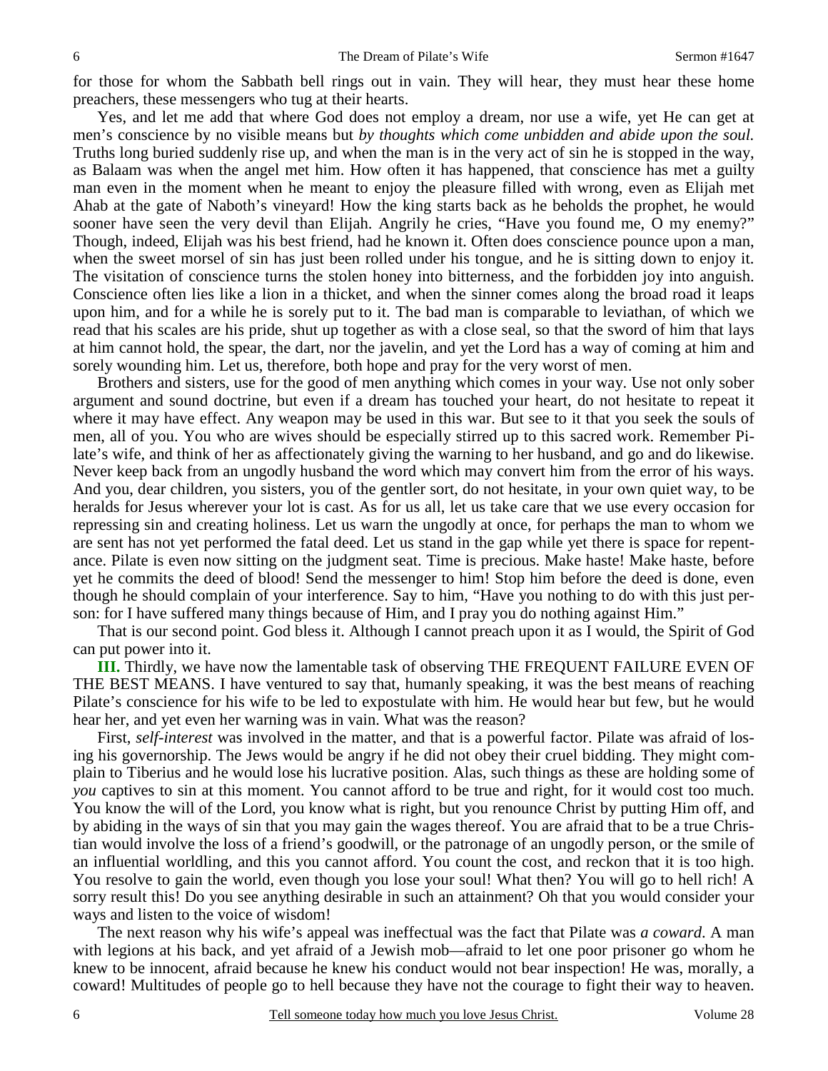for those for whom the Sabbath bell rings out in vain. They will hear, they must hear these home preachers, these messengers who tug at their hearts.

Yes, and let me add that where God does not employ a dream, nor use a wife, yet He can get at men's conscience by no visible means but *by thoughts which come unbidden and abide upon the soul.* Truths long buried suddenly rise up, and when the man is in the very act of sin he is stopped in the way, as Balaam was when the angel met him. How often it has happened, that conscience has met a guilty man even in the moment when he meant to enjoy the pleasure filled with wrong, even as Elijah met Ahab at the gate of Naboth's vineyard! How the king starts back as he beholds the prophet, he would sooner have seen the very devil than Elijah. Angrily he cries, "Have you found me, O my enemy?" Though, indeed, Elijah was his best friend, had he known it. Often does conscience pounce upon a man, when the sweet morsel of sin has just been rolled under his tongue, and he is sitting down to enjoy it. The visitation of conscience turns the stolen honey into bitterness, and the forbidden joy into anguish. Conscience often lies like a lion in a thicket, and when the sinner comes along the broad road it leaps upon him, and for a while he is sorely put to it. The bad man is comparable to leviathan, of which we read that his scales are his pride, shut up together as with a close seal, so that the sword of him that lays at him cannot hold, the spear, the dart, nor the javelin, and yet the Lord has a way of coming at him and sorely wounding him. Let us, therefore, both hope and pray for the very worst of men.

Brothers and sisters, use for the good of men anything which comes in your way. Use not only sober argument and sound doctrine, but even if a dream has touched your heart, do not hesitate to repeat it where it may have effect. Any weapon may be used in this war. But see to it that you seek the souls of men, all of you. You who are wives should be especially stirred up to this sacred work. Remember Pilate's wife, and think of her as affectionately giving the warning to her husband, and go and do likewise. Never keep back from an ungodly husband the word which may convert him from the error of his ways. And you, dear children, you sisters, you of the gentler sort, do not hesitate, in your own quiet way, to be heralds for Jesus wherever your lot is cast. As for us all, let us take care that we use every occasion for repressing sin and creating holiness. Let us warn the ungodly at once, for perhaps the man to whom we are sent has not yet performed the fatal deed. Let us stand in the gap while yet there is space for repentance. Pilate is even now sitting on the judgment seat. Time is precious. Make haste! Make haste, before yet he commits the deed of blood! Send the messenger to him! Stop him before the deed is done, even though he should complain of your interference. Say to him, "Have you nothing to do with this just person: for I have suffered many things because of Him, and I pray you do nothing against Him."

That is our second point. God bless it. Although I cannot preach upon it as I would, the Spirit of God can put power into it.

**III.** Thirdly, we have now the lamentable task of observing THE FREQUENT FAILURE EVEN OF THE BEST MEANS. I have ventured to say that, humanly speaking, it was the best means of reaching Pilate's conscience for his wife to be led to expostulate with him. He would hear but few, but he would hear her, and yet even her warning was in vain. What was the reason?

First, *self-interest* was involved in the matter, and that is a powerful factor. Pilate was afraid of losing his governorship. The Jews would be angry if he did not obey their cruel bidding. They might complain to Tiberius and he would lose his lucrative position. Alas, such things as these are holding some of *you* captives to sin at this moment. You cannot afford to be true and right, for it would cost too much. You know the will of the Lord, you know what is right, but you renounce Christ by putting Him off, and by abiding in the ways of sin that you may gain the wages thereof. You are afraid that to be a true Christian would involve the loss of a friend's goodwill, or the patronage of an ungodly person, or the smile of an influential worldling, and this you cannot afford. You count the cost, and reckon that it is too high. You resolve to gain the world, even though you lose your soul! What then? You will go to hell rich! A sorry result this! Do you see anything desirable in such an attainment? Oh that you would consider your ways and listen to the voice of wisdom!

The next reason why his wife's appeal was ineffectual was the fact that Pilate was *a coward*. A man with legions at his back, and yet afraid of a Jewish mob—afraid to let one poor prisoner go whom he knew to be innocent, afraid because he knew his conduct would not bear inspection! He was, morally, a coward! Multitudes of people go to hell because they have not the courage to fight their way to heaven.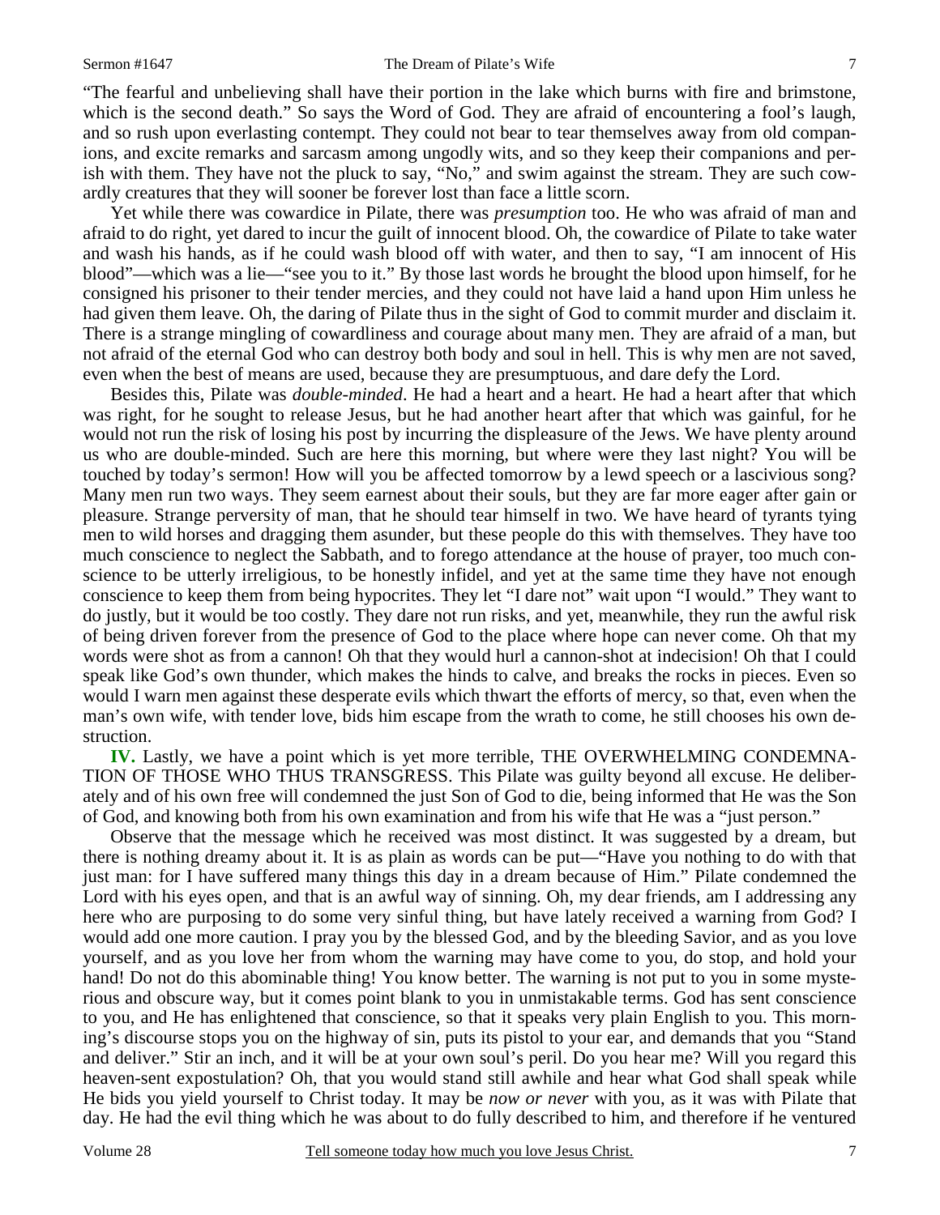"The fearful and unbelieving shall have their portion in the lake which burns with fire and brimstone, which is the second death." So says the Word of God. They are afraid of encountering a fool's laugh, and so rush upon everlasting contempt. They could not bear to tear themselves away from old companions, and excite remarks and sarcasm among ungodly wits, and so they keep their companions and perish with them. They have not the pluck to say, "No," and swim against the stream. They are such cowardly creatures that they will sooner be forever lost than face a little scorn.

Yet while there was cowardice in Pilate, there was *presumption* too. He who was afraid of man and afraid to do right, yet dared to incur the guilt of innocent blood. Oh, the cowardice of Pilate to take water and wash his hands, as if he could wash blood off with water, and then to say, "I am innocent of His blood"—which was a lie—"see you to it." By those last words he brought the blood upon himself, for he consigned his prisoner to their tender mercies, and they could not have laid a hand upon Him unless he had given them leave. Oh, the daring of Pilate thus in the sight of God to commit murder and disclaim it. There is a strange mingling of cowardliness and courage about many men. They are afraid of a man, but not afraid of the eternal God who can destroy both body and soul in hell. This is why men are not saved, even when the best of means are used, because they are presumptuous, and dare defy the Lord.

Besides this, Pilate was *double-minded*. He had a heart and a heart. He had a heart after that which was right, for he sought to release Jesus, but he had another heart after that which was gainful, for he would not run the risk of losing his post by incurring the displeasure of the Jews. We have plenty around us who are double-minded. Such are here this morning, but where were they last night? You will be touched by today's sermon! How will you be affected tomorrow by a lewd speech or a lascivious song? Many men run two ways. They seem earnest about their souls, but they are far more eager after gain or pleasure. Strange perversity of man, that he should tear himself in two. We have heard of tyrants tying men to wild horses and dragging them asunder, but these people do this with themselves. They have too much conscience to neglect the Sabbath, and to forego attendance at the house of prayer, too much conscience to be utterly irreligious, to be honestly infidel, and yet at the same time they have not enough conscience to keep them from being hypocrites. They let "I dare not" wait upon "I would." They want to do justly, but it would be too costly. They dare not run risks, and yet, meanwhile, they run the awful risk of being driven forever from the presence of God to the place where hope can never come. Oh that my words were shot as from a cannon! Oh that they would hurl a cannon-shot at indecision! Oh that I could speak like God's own thunder, which makes the hinds to calve, and breaks the rocks in pieces. Even so would I warn men against these desperate evils which thwart the efforts of mercy, so that, even when the man's own wife, with tender love, bids him escape from the wrath to come, he still chooses his own destruction.

**IV.** Lastly, we have a point which is yet more terrible, THE OVERWHELMING CONDEMNATION OF THOSE WHO THUS TRANSGRESS. This Pilate was guilty beyond all excuse. He deliberately and of his own free will condemned the just Son of God to die, being informed that He was the Son of God, and knowing both from his own examination and from his wife that He was a "just person."

Observe that the message which he received was most distinct. It was suggested by a dream, but there is nothing dreamy about it. It is as plain as words can be put—"Have you nothing to do with that just man: for I have suffered many things this day in a dream because of Him." Pilate condemned the Lord with his eyes open, and that is an awful way of sinning. Oh, my dear friends, am I addressing any here who are purposing to do some very sinful thing, but have lately received a warning from God? I would add one more caution. I pray you by the blessed God, and by the bleeding Savior, and as you love yourself, and as you love her from whom the warning may have come to you, do stop, and hold your hand! Do not do this abominable thing! You know better. The warning is not put to you in some mysterious and obscure way, but it comes point blank to you in unmistakable terms. God has sent conscience to you, and He has enlightened that conscience, so that it speaks very plain English to you. This morning's discourse stops you on the highway of sin, puts its pistol to your ear, and demands that you "Stand and deliver." Stir an inch, and it will be at your own soul's peril. Do you hear me? Will you regard this heaven-sent expostulation? Oh, that you would stand still awhile and hear what God shall speak while He bids you yield yourself to Christ today. It may be *now or never* with you, as it was with Pilate that day. He had the evil thing which he was about to do fully described to him, and therefore if he ventured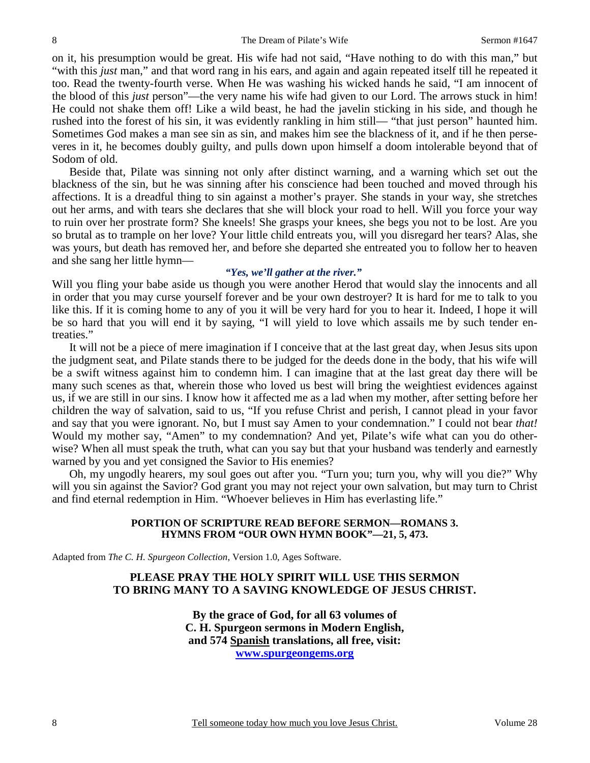on it, his presumption would be great. His wife had not said, "Have nothing to do with this man," but "with this *just* man," and that word rang in his ears, and again and again repeated itself till he repeated it too. Read the twenty-fourth verse. When He was washing his wicked hands he said, "I am innocent of the blood of this *just* person"—the very name his wife had given to our Lord. The arrows stuck in him! He could not shake them off! Like a wild beast, he had the javelin sticking in his side, and though he rushed into the forest of his sin, it was evidently rankling in him still— "that just person" haunted him. Sometimes God makes a man see sin as sin, and makes him see the blackness of it, and if he then perseveres in it, he becomes doubly guilty, and pulls down upon himself a doom intolerable beyond that of Sodom of old.

Beside that, Pilate was sinning not only after distinct warning, and a warning which set out the blackness of the sin, but he was sinning after his conscience had been touched and moved through his affections. It is a dreadful thing to sin against a mother's prayer. She stands in your way, she stretches out her arms, and with tears she declares that she will block your road to hell. Will you force your way to ruin over her prostrate form? She kneels! She grasps your knees, she begs you not to be lost. Are you so brutal as to trample on her love? Your little child entreats you, will you disregard her tears? Alas, she was yours, but death has removed her, and before she departed she entreated you to follow her to heaven and she sang her little hymn—

*"Yes, we'll gather at the river."*

Will you fling your babe aside us though you were another Herod that would slay the innocents and all in order that you may curse yourself forever and be your own destroyer? It is hard for me to talk to you like this. If it is coming home to any of you it will be very hard for you to hear it. Indeed, I hope it will be so hard that you will end it by saying, "I will yield to love which assails me by such tender entreaties."

It will not be a piece of mere imagination if I conceive that at the last great day, when Jesus sits upon the judgment seat, and Pilate stands there to be judged for the deeds done in the body, that his wife will be a swift witness against him to condemn him. I can imagine that at the last great day there will be many such scenes as that, wherein those who loved us best will bring the weightiest evidences against us, if we are still in our sins. I know how it affected me as a lad when my mother, after setting before her children the way of salvation, said to us, "If you refuse Christ and perish, I cannot plead in your favor and say that you were ignorant. No, but I must say Amen to your condemnation." I could not bear *that!* Would my mother say, "Amen" to my condemnation? And yet, Pilate's wife what can you do otherwise? When all must speak the truth, what can you say but that your husband was tenderly and earnestly warned by you and yet consigned the Savior to His enemies?

Oh, my ungodly hearers, my soul goes out after you. "Turn you; turn you, why will you die?" Why will you sin against the Savior? God grant you may not reject your own salvation, but may turn to Christ and find eternal redemption in Him. "Whoever believes in Him has everlasting life."

**PORTION OF SCRIPTURE READ BEFORE SERMON—ROMANS 3.**
**HYMNS FROM "OUR OWN HYMN BOOK"—21, 5, 473.**

Adapted from *The C. H. Spurgeon Collection*, Version 1.0, Ages Software.

**PLEASE PRAY THE HOLY SPIRIT WILL USE THIS SERMON TO BRING MANY TO A SAVING KNOWLEDGE OF JESUS CHRIST.**

**By the grace of God, for all 63 volumes of C. H. Spurgeon sermons in Modern English, and 574 Spanish translations, all free, visit: www.spurgeongems.org**